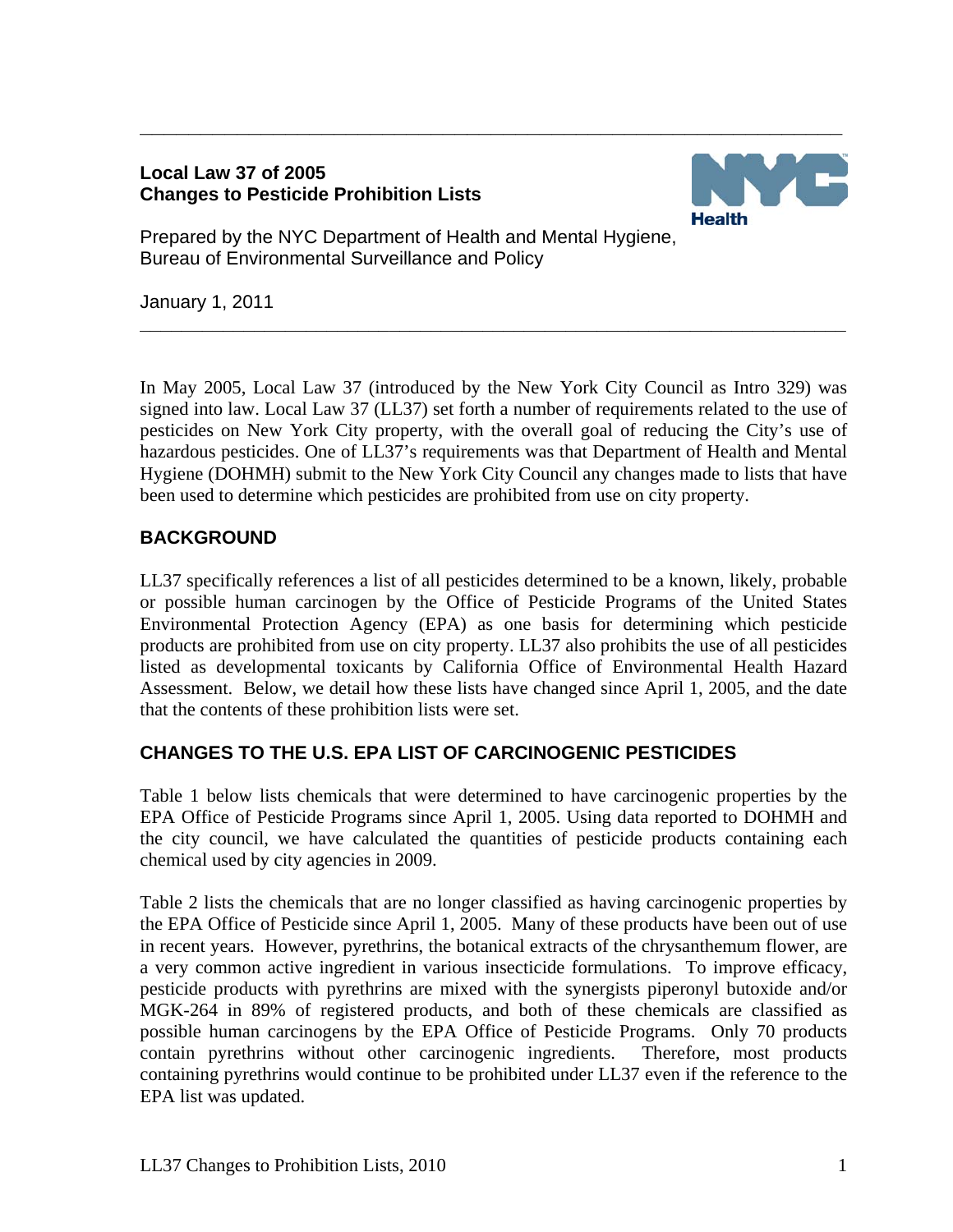**Local Law 37 of 2005**
**Changes to Pesticide Prohibition Lists**

Prepared by the NYC Department of Health and Mental Hygiene,
Bureau of Environmental Surveillance and Policy

January 1, 2011

---

In May 2005, Local Law 37 (introduced by the New York City Council as Intro 329) was signed into law. Local Law 37 (LL37) set forth a number of requirements related to the use of pesticides on New York City property, with the overall goal of reducing the City's use of hazardous pesticides. One of LL37's requirements was that Department of Health and Mental Hygiene (DOHMH) submit to the New York City Council any changes made to lists that have been used to determine which pesticides are prohibited from use on city property.

## BACKGROUND

LL37 specifically references a list of all pesticides determined to be a known, likely, probable or possible human carcinogen by the Office of Pesticide Programs of the United States Environmental Protection Agency (EPA) as one basis for determining which pesticide products are prohibited from use on city property. LL37 also prohibits the use of all pesticides listed as developmental toxicants by California Office of Environmental Health Hazard Assessment. Below, we detail how these lists have changed since April 1, 2005, and the date that the contents of these prohibition lists were set.

## CHANGES TO THE U.S. EPA LIST OF CARCINOGENIC PESTICIDES

Table 1 below lists chemicals that were determined to have carcinogenic properties by the EPA Office of Pesticide Programs since April 1, 2005. Using data reported to DOHMH and the city council, we have calculated the quantities of pesticide products containing each chemical used by city agencies in 2009.

Table 2 lists the chemicals that are no longer classified as having carcinogenic properties by the EPA Office of Pesticide since April 1, 2005. Many of these products have been out of use in recent years. However, pyrethrins, the botanical extracts of the chrysanthemum flower, are a very common active ingredient in various insecticide formulations. To improve efficacy, pesticide products with pyrethrins are mixed with the synergists piperonyl butoxide and/or MGK-264 in 89% of registered products, and both of these chemicals are classified as possible human carcinogens by the EPA Office of Pesticide Programs. Only 70 products contain pyrethrins without other carcinogenic ingredients. Therefore, most products containing pyrethrins would continue to be prohibited under LL37 even if the reference to the EPA list was updated.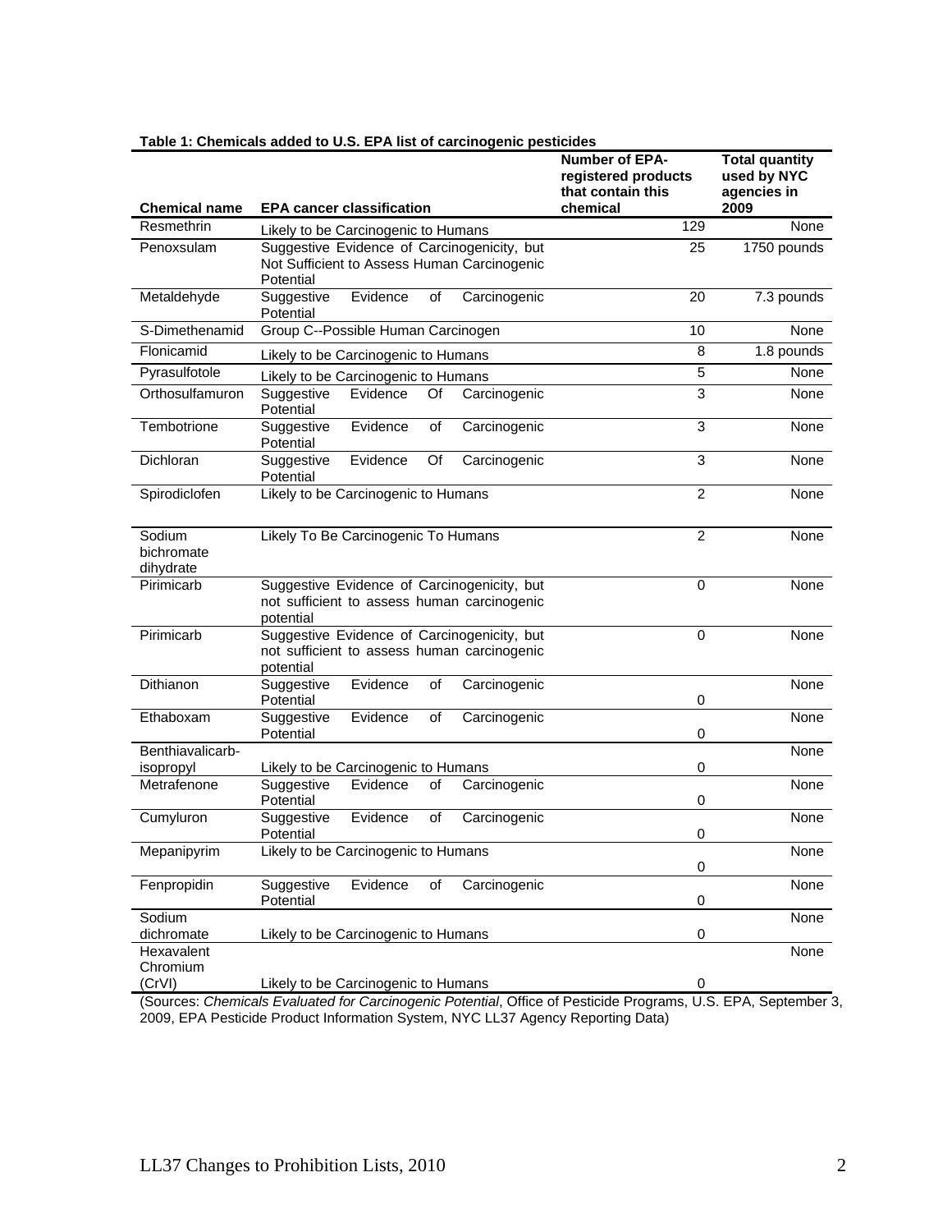**Table 1: Chemicals added to U.S. EPA list of carcinogenic pesticides**

| Chemical name | EPA cancer classification | Number of EPA-registered products that contain this chemical | Total quantity used by NYC agencies in 2009 |
|---|---|---|---|
| Resmethrin | Likely to be Carcinogenic to Humans | 129 | None |
| Penoxsulam | Suggestive Evidence of Carcinogenicity, but Not Sufficient to Assess Human Carcinogenic Potential | 25 | 1750 pounds |
| Metaldehyde | Suggestive Evidence of Carcinogenic Potential | 20 | 7.3 pounds |
| S-Dimethenamid | Group C--Possible Human Carcinogen | 10 | None |
| Flonicamid | Likely to be Carcinogenic to Humans | 8 | 1.8 pounds |
| Pyrasulfotole | Likely to be Carcinogenic to Humans | 5 | None |
| Orthosulfamuron | Suggestive Evidence Of Carcinogenic Potential | 3 | None |
| Tembotrione | Suggestive Evidence of Carcinogenic Potential | 3 | None |
| Dichloran | Suggestive Evidence Of Carcinogenic Potential | 3 | None |
| Spirodiclofen | Likely to be Carcinogenic to Humans | 2 | None |
| Sodium bichromate dihydrate | Likely To Be Carcinogenic To Humans | 2 | None |
| Pirimicarb | Suggestive Evidence of Carcinogenicity, but not sufficient to assess human carcinogenic potential | 0 | None |
| Pirimicarb | Suggestive Evidence of Carcinogenicity, but not sufficient to assess human carcinogenic potential | 0 | None |
| Dithianon | Suggestive Evidence of Carcinogenic Potential | 0 | None |
| Ethaboxam | Suggestive Evidence of Carcinogenic Potential | 0 | None |
| Benthiavalicarb-isopropyl | Likely to be Carcinogenic to Humans | 0 | None |
| Metrafenone | Suggestive Evidence of Carcinogenic Potential | 0 | None |
| Cumyluron | Suggestive Evidence of Carcinogenic Potential | 0 | None |
| Mepanipyrim | Likely to be Carcinogenic to Humans | 0 | None |
| Fenpropidin | Suggestive Evidence of Carcinogenic Potential | 0 | None |
| Sodium dichromate | Likely to be Carcinogenic to Humans | 0 | None |
| Hexavalent Chromium (CrVI) | Likely to be Carcinogenic to Humans | 0 | None |

(Sources: *Chemicals Evaluated for Carcinogenic Potential*, Office of Pesticide Programs, U.S. EPA, September 3, 2009, EPA Pesticide Product Information System, NYC LL37 Agency Reporting Data)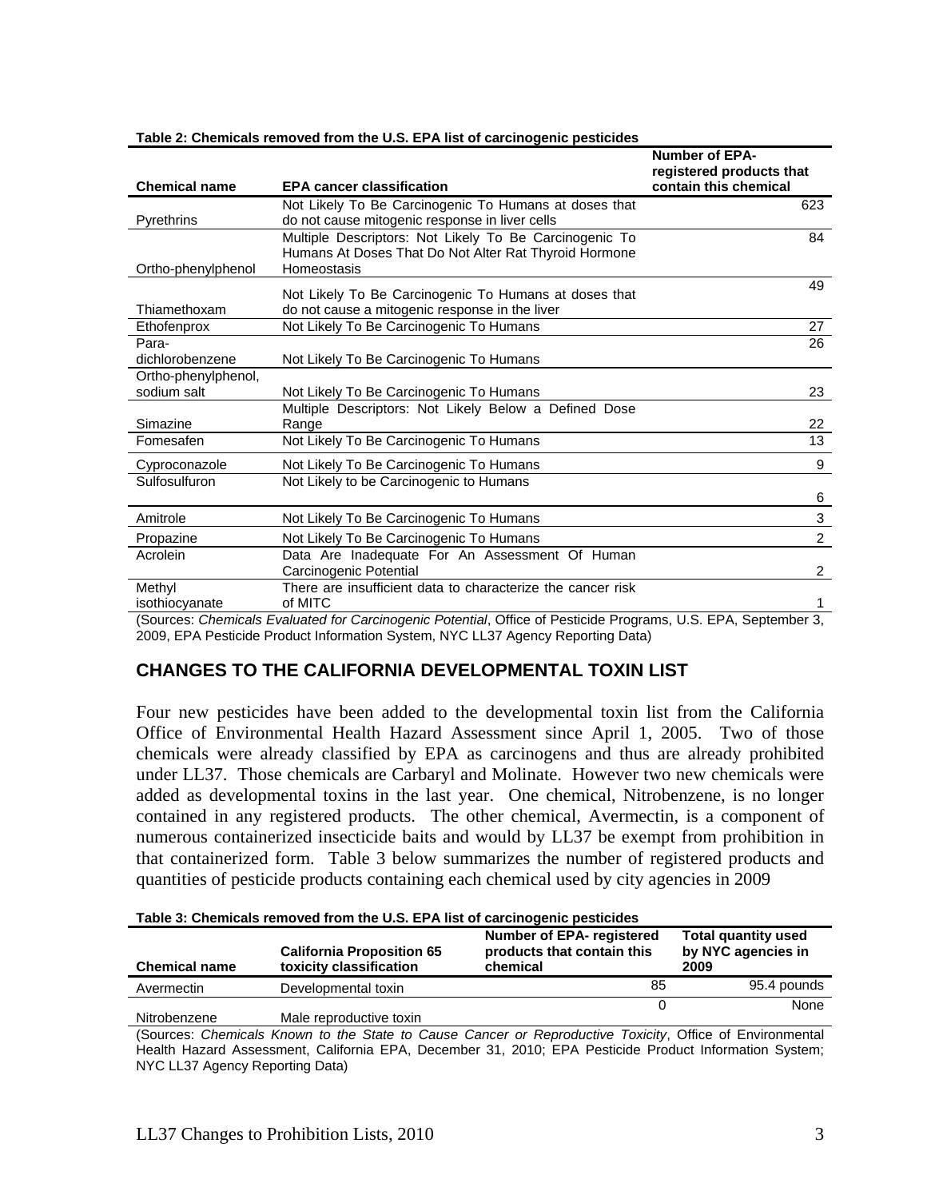**Table 2: Chemicals removed from the U.S. EPA list of carcinogenic pesticides**

| Chemical name | EPA cancer classification | Number of EPA-registered products that contain this chemical |
|---|---|---|
| Pyrethrins | Not Likely To Be Carcinogenic To Humans at doses that do not cause mitogenic response in liver cells | 623 |
| Ortho-phenylphenol | Multiple Descriptors: Not Likely To Be Carcinogenic To Humans At Doses That Do Not Alter Rat Thyroid Hormone Homeostasis | 84 |
| Thiamethoxam | Not Likely To Be Carcinogenic To Humans at doses that do not cause a mitogenic response in the liver | 49 |
| Ethofenprox | Not Likely To Be Carcinogenic To Humans | 27 |
| Para-dichlorobenzene | Not Likely To Be Carcinogenic To Humans | 26 |
| Ortho-phenylphenol, sodium salt | Not Likely To Be Carcinogenic To Humans | 23 |
| Simazine | Multiple Descriptors: Not Likely Below a Defined Dose Range | 22 |
| Fomesafen | Not Likely To Be Carcinogenic To Humans | 13 |
| Cyproconazole | Not Likely To Be Carcinogenic To Humans | 9 |
| Sulfosulfuron | Not Likely to be Carcinogenic to Humans | 6 |
| Amitrole | Not Likely To Be Carcinogenic To Humans | 3 |
| Propazine | Not Likely To Be Carcinogenic To Humans | 2 |
| Acrolein | Data Are Inadequate For An Assessment Of Human Carcinogenic Potential | 2 |
| Methyl isothiocyanate | There are insufficient data to characterize the cancer risk of MITC | 1 |

(Sources: *Chemicals Evaluated for Carcinogenic Potential*, Office of Pesticide Programs, U.S. EPA, September 3, 2009, EPA Pesticide Product Information System, NYC LL37 Agency Reporting Data)

## CHANGES TO THE CALIFORNIA DEVELOPMENTAL TOXIN LIST

Four new pesticides have been added to the developmental toxin list from the California Office of Environmental Health Hazard Assessment since April 1, 2005. Two of those chemicals were already classified by EPA as carcinogens and thus are already prohibited under LL37. Those chemicals are Carbaryl and Molinate. However two new chemicals were added as developmental toxins in the last year. One chemical, Nitrobenzene, is no longer contained in any registered products. The other chemical, Avermectin, is a component of numerous containerized insecticide baits and would by LL37 be exempt from prohibition in that containerized form. Table 3 below summarizes the number of registered products and quantities of pesticide products containing each chemical used by city agencies in 2009

**Table 3: Chemicals removed from the U.S. EPA list of carcinogenic pesticides**

| Chemical name | California Proposition 65 toxicity classification | Number of EPA- registered products that contain this chemical | Total quantity used by NYC agencies in 2009 |
|---|---|---|---|
| Avermectin | Developmental toxin | 85 | 95.4 pounds |
| Nitrobenzene | Male reproductive toxin | 0 | None |

(Sources: *Chemicals Known to the State to Cause Cancer or Reproductive Toxicity*, Office of Environmental Health Hazard Assessment, California EPA, December 31, 2010; EPA Pesticide Product Information System; NYC LL37 Agency Reporting Data)